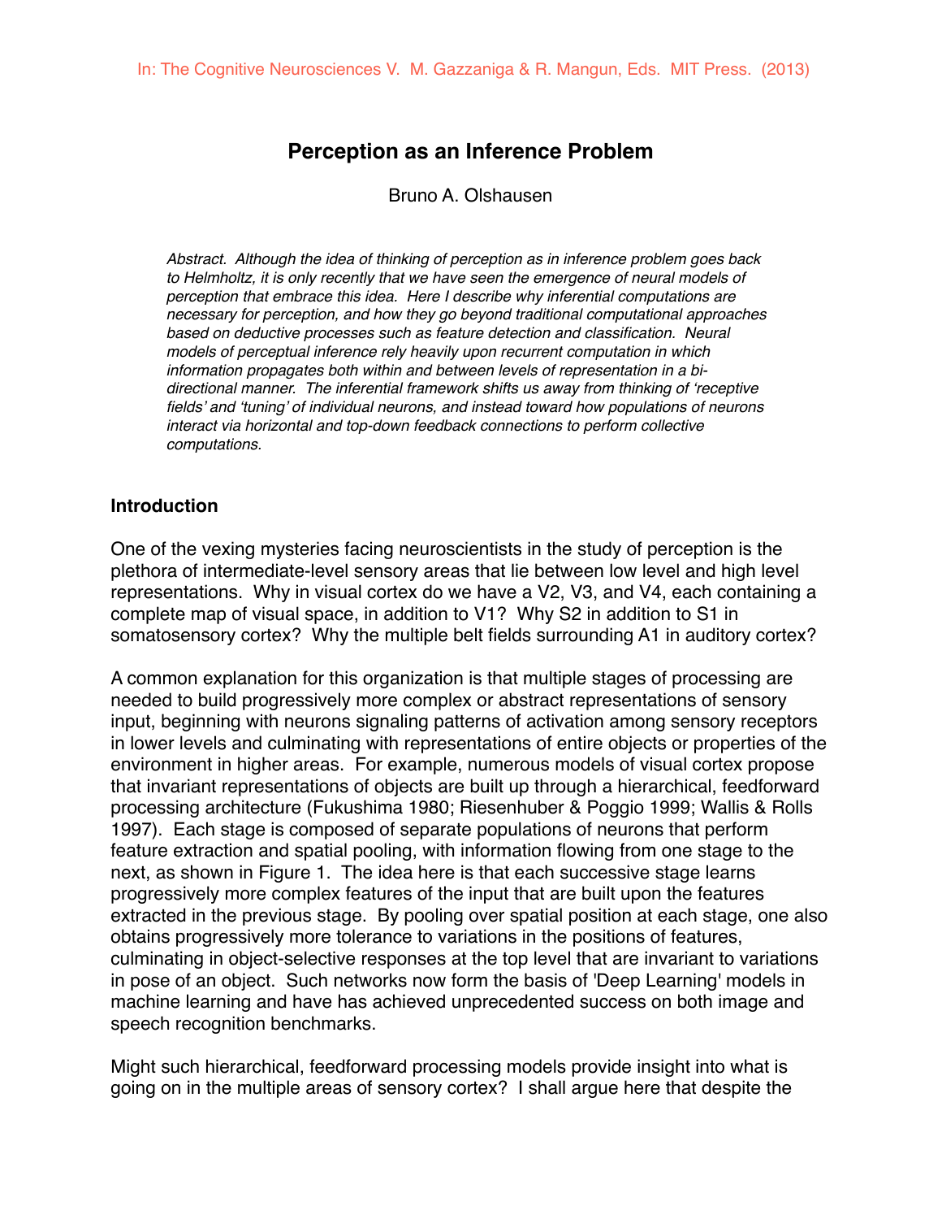In: The Cognitive Neurosciences V. M. Gazzaniga & R. Mangun, Eds. MIT Press. (2013)

# Perception as an Inference Problem

Bruno A. Olshausen

*Abstract. Although the idea of thinking of perception as in inference problem goes back to Helmholtz, it is only recently that we have seen the emergence of neural models of perception that embrace this idea. Here I describe why inferential computations are necessary for perception, and how they go beyond traditional computational approaches based on deductive processes such as feature detection and classification. Neural models of perceptual inference rely heavily upon recurrent computation in which information propagates both within and between levels of representation in a bi-directional manner. The inferential framework shifts us away from thinking of 'receptive fields' and 'tuning' of individual neurons, and instead toward how populations of neurons interact via horizontal and top-down feedback connections to perform collective computations.*

## Introduction

One of the vexing mysteries facing neuroscientists in the study of perception is the plethora of intermediate-level sensory areas that lie between low level and high level representations. Why in visual cortex do we have a V2, V3, and V4, each containing a complete map of visual space, in addition to V1? Why S2 in addition to S1 in somatosensory cortex? Why the multiple belt fields surrounding A1 in auditory cortex?

A common explanation for this organization is that multiple stages of processing are needed to build progressively more complex or abstract representations of sensory input, beginning with neurons signaling patterns of activation among sensory receptors in lower levels and culminating with representations of entire objects or properties of the environment in higher areas. For example, numerous models of visual cortex propose that invariant representations of objects are built up through a hierarchical, feedforward processing architecture (Fukushima 1980; Riesenhuber & Poggio 1999; Wallis & Rolls 1997). Each stage is composed of separate populations of neurons that perform feature extraction and spatial pooling, with information flowing from one stage to the next, as shown in Figure 1. The idea here is that each successive stage learns progressively more complex features of the input that are built upon the features extracted in the previous stage. By pooling over spatial position at each stage, one also obtains progressively more tolerance to variations in the positions of features, culminating in object-selective responses at the top level that are invariant to variations in pose of an object. Such networks now form the basis of 'Deep Learning' models in machine learning and have has achieved unprecedented success on both image and speech recognition benchmarks.

Might such hierarchical, feedforward processing models provide insight into what is going on in the multiple areas of sensory cortex? I shall argue here that despite the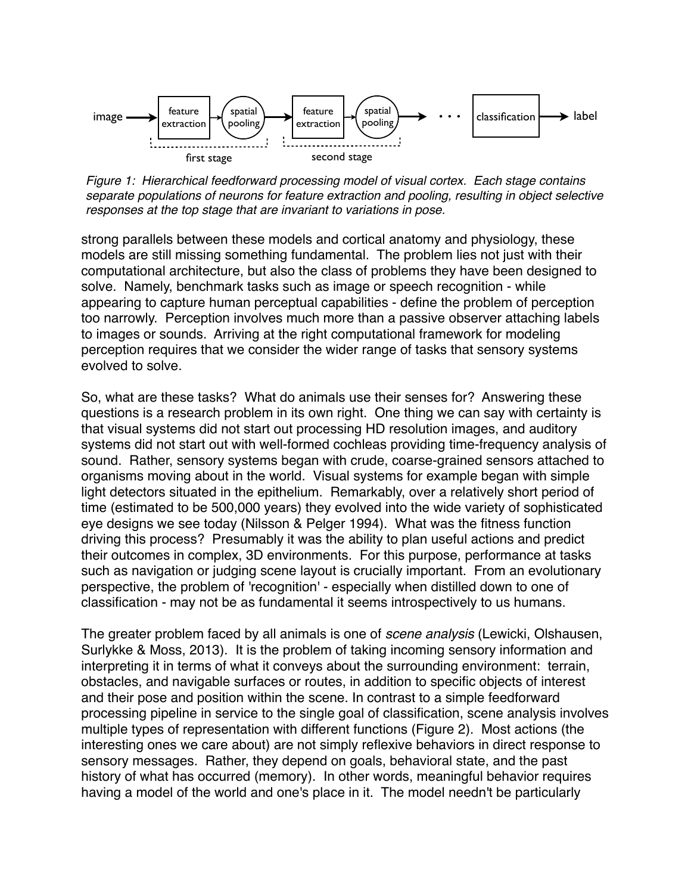*Figure 1: Hierarchical feedforward processing model of visual cortex. Each stage contains separate populations of neurons for feature extraction and pooling, resulting in object selective responses at the top stage that are invariant to variations in pose.*

strong parallels between these models and cortical anatomy and physiology, these models are still missing something fundamental. The problem lies not just with their computational architecture, but also the class of problems they have been designed to solve. Namely, benchmark tasks such as image or speech recognition - while appearing to capture human perceptual capabilities - define the problem of perception too narrowly. Perception involves much more than a passive observer attaching labels to images or sounds. Arriving at the right computational framework for modeling perception requires that we consider the wider range of tasks that sensory systems evolved to solve.

So, what are these tasks? What do animals use their senses for? Answering these questions is a research problem in its own right. One thing we can say with certainty is that visual systems did not start out processing HD resolution images, and auditory systems did not start out with well-formed cochleas providing time-frequency analysis of sound. Rather, sensory systems began with crude, coarse-grained sensors attached to organisms moving about in the world. Visual systems for example began with simple light detectors situated in the epithelium. Remarkably, over a relatively short period of time (estimated to be 500,000 years) they evolved into the wide variety of sophisticated eye designs we see today (Nilsson & Pelger 1994). What was the fitness function driving this process? Presumably it was the ability to plan useful actions and predict their outcomes in complex, 3D environments. For this purpose, performance at tasks such as navigation or judging scene layout is crucially important. From an evolutionary perspective, the problem of 'recognition' - especially when distilled down to one of classification - may not be as fundamental it seems introspectively to us humans.

The greater problem faced by all animals is one of *scene analysis* (Lewicki, Olshausen, Surlykke & Moss, 2013). It is the problem of taking incoming sensory information and interpreting it in terms of what it conveys about the surrounding environment: terrain, obstacles, and navigable surfaces or routes, in addition to specific objects of interest and their pose and position within the scene. In contrast to a simple feedforward processing pipeline in service to the single goal of classification, scene analysis involves multiple types of representation with different functions (Figure 2). Most actions (the interesting ones we care about) are not simply reflexive behaviors in direct response to sensory messages. Rather, they depend on goals, behavioral state, and the past history of what has occurred (memory). In other words, meaningful behavior requires having a model of the world and one's place in it. The model needn't be particularly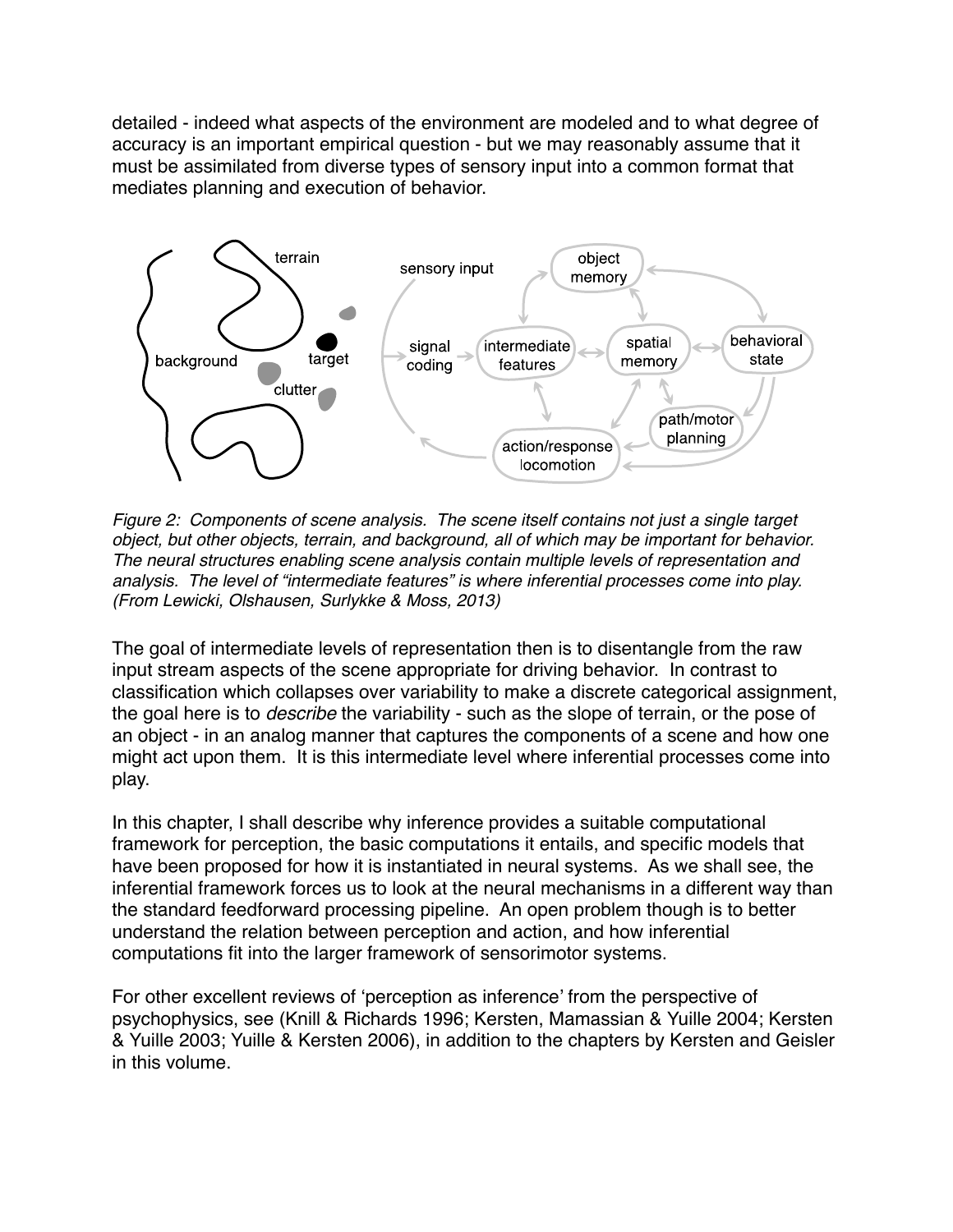detailed - indeed what aspects of the environment are modeled and to what degree of accuracy is an important empirical question - but we may reasonably assume that it must be assimilated from diverse types of sensory input into a common format that mediates planning and execution of behavior.

*Figure 2: Components of scene analysis. The scene itself contains not just a single target object, but other objects, terrain, and background, all of which may be important for behavior. The neural structures enabling scene analysis contain multiple levels of representation and analysis. The level of "intermediate features" is where inferential processes come into play. (From Lewicki, Olshausen, Surlykke & Moss, 2013)*

The goal of intermediate levels of representation then is to disentangle from the raw input stream aspects of the scene appropriate for driving behavior. In contrast to classification which collapses over variability to make a discrete categorical assignment, the goal here is to *describe* the variability - such as the slope of terrain, or the pose of an object - in an analog manner that captures the components of a scene and how one might act upon them. It is this intermediate level where inferential processes come into play.

In this chapter, I shall describe why inference provides a suitable computational framework for perception, the basic computations it entails, and specific models that have been proposed for how it is instantiated in neural systems. As we shall see, the inferential framework forces us to look at the neural mechanisms in a different way than the standard feedforward processing pipeline. An open problem though is to better understand the relation between perception and action, and how inferential computations fit into the larger framework of sensorimotor systems.

For other excellent reviews of 'perception as inference' from the perspective of psychophysics, see (Knill & Richards 1996; Kersten, Mamassian & Yuille 2004; Kersten & Yuille 2003; Yuille & Kersten 2006), in addition to the chapters by Kersten and Geisler in this volume.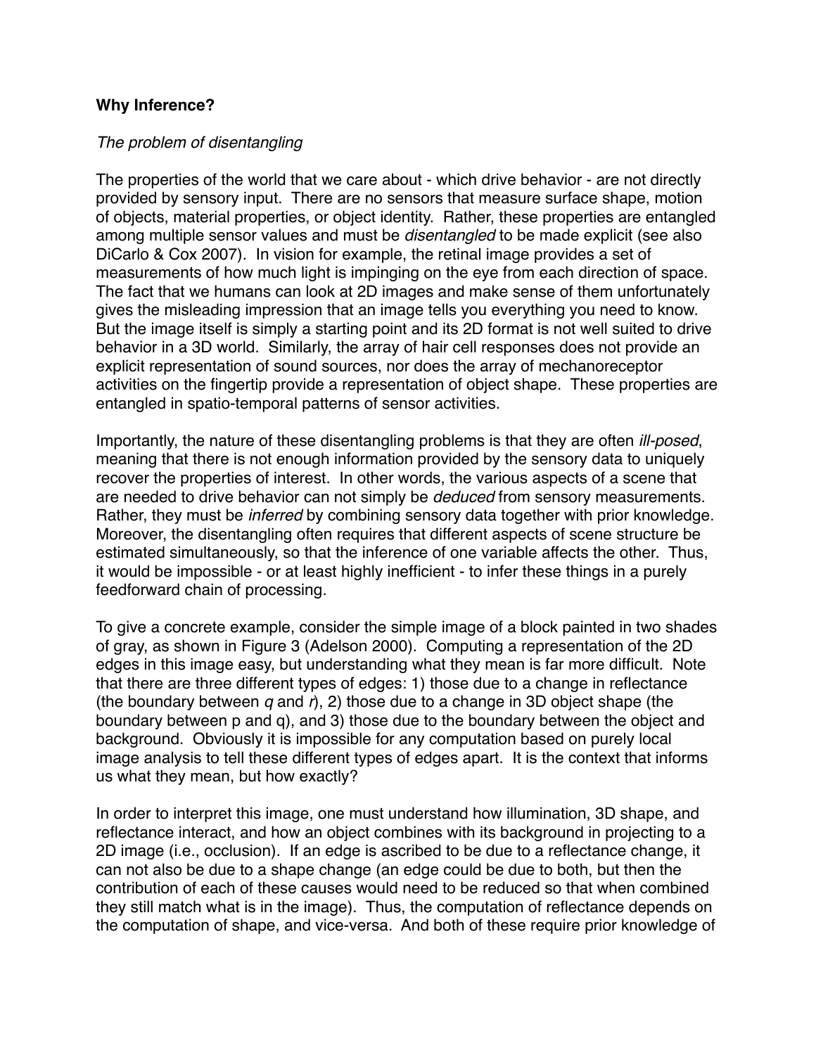**Why Inference?**

*The problem of disentangling*

The properties of the world that we care about - which drive behavior - are not directly provided by sensory input. There are no sensors that measure surface shape, motion of objects, material properties, or object identity. Rather, these properties are entangled among multiple sensor values and must be *disentangled* to be made explicit (see also DiCarlo & Cox 2007). In vision for example, the retinal image provides a set of measurements of how much light is impinging on the eye from each direction of space. The fact that we humans can look at 2D images and make sense of them unfortunately gives the misleading impression that an image tells you everything you need to know. But the image itself is simply a starting point and its 2D format is not well suited to drive behavior in a 3D world. Similarly, the array of hair cell responses does not provide an explicit representation of sound sources, nor does the array of mechanoreceptor activities on the fingertip provide a representation of object shape. These properties are entangled in spatio-temporal patterns of sensor activities.

Importantly, the nature of these disentangling problems is that they are often *ill-posed*, meaning that there is not enough information provided by the sensory data to uniquely recover the properties of interest. In other words, the various aspects of a scene that are needed to drive behavior can not simply be *deduced* from sensory measurements. Rather, they must be *inferred* by combining sensory data together with prior knowledge. Moreover, the disentangling often requires that different aspects of scene structure be estimated simultaneously, so that the inference of one variable affects the other. Thus, it would be impossible - or at least highly inefficient - to infer these things in a purely feedforward chain of processing.

To give a concrete example, consider the simple image of a block painted in two shades of gray, as shown in Figure 3 (Adelson 2000). Computing a representation of the 2D edges in this image easy, but understanding what they mean is far more difficult. Note that there are three different types of edges: 1) those due to a change in reflectance (the boundary between *q* and *r*), 2) those due to a change in 3D object shape (the boundary between p and q), and 3) those due to the boundary between the object and background. Obviously it is impossible for any computation based on purely local image analysis to tell these different types of edges apart. It is the context that informs us what they mean, but how exactly?

In order to interpret this image, one must understand how illumination, 3D shape, and reflectance interact, and how an object combines with its background in projecting to a 2D image (i.e., occlusion). If an edge is ascribed to be due to a reflectance change, it can not also be due to a shape change (an edge could be due to both, but then the contribution of each of these causes would need to be reduced so that when combined they still match what is in the image). Thus, the computation of reflectance depends on the computation of shape, and vice-versa. And both of these require prior knowledge of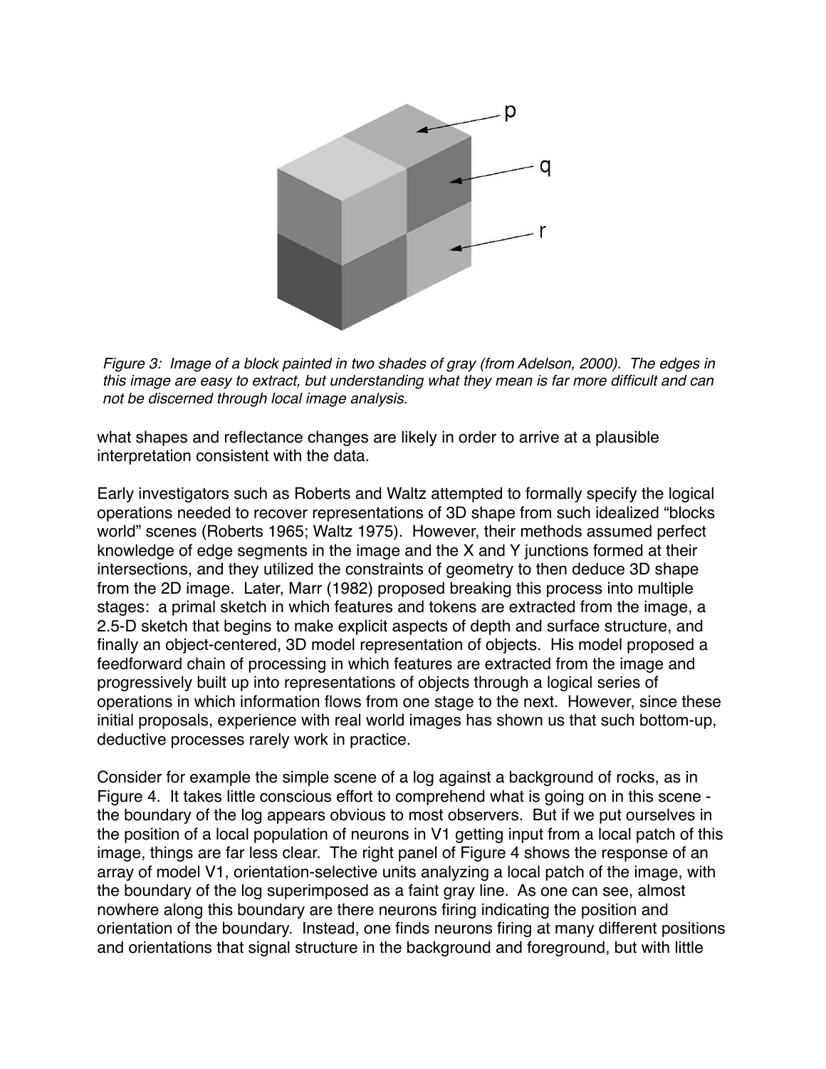*Figure 3: Image of a block painted in two shades of gray (from Adelson, 2000). The edges in this image are easy to extract, but understanding what they mean is far more difficult and can not be discerned through local image analysis.*

what shapes and reflectance changes are likely in order to arrive at a plausible interpretation consistent with the data.

Early investigators such as Roberts and Waltz attempted to formally specify the logical operations needed to recover representations of 3D shape from such idealized "blocks world" scenes (Roberts 1965; Waltz 1975). However, their methods assumed perfect knowledge of edge segments in the image and the X and Y junctions formed at their intersections, and they utilized the constraints of geometry to then deduce 3D shape from the 2D image. Later, Marr (1982) proposed breaking this process into multiple stages: a primal sketch in which features and tokens are extracted from the image, a 2.5-D sketch that begins to make explicit aspects of depth and surface structure, and finally an object-centered, 3D model representation of objects. His model proposed a feedforward chain of processing in which features are extracted from the image and progressively built up into representations of objects through a logical series of operations in which information flows from one stage to the next. However, since these initial proposals, experience with real world images has shown us that such bottom-up, deductive processes rarely work in practice.

Consider for example the simple scene of a log against a background of rocks, as in Figure 4. It takes little conscious effort to comprehend what is going on in this scene - the boundary of the log appears obvious to most observers. But if we put ourselves in the position of a local population of neurons in V1 getting input from a local patch of this image, things are far less clear. The right panel of Figure 4 shows the response of an array of model V1, orientation-selective units analyzing a local patch of the image, with the boundary of the log superimposed as a faint gray line. As one can see, almost nowhere along this boundary are there neurons firing indicating the position and orientation of the boundary. Instead, one finds neurons firing at many different positions and orientations that signal structure in the background and foreground, but with little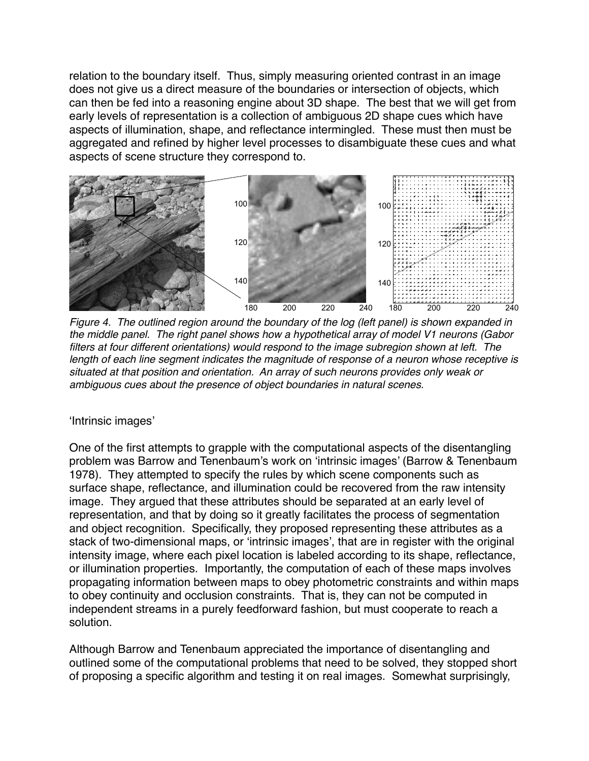relation to the boundary itself. Thus, simply measuring oriented contrast in an image does not give us a direct measure of the boundaries or intersection of objects, which can then be fed into a reasoning engine about 3D shape. The best that we will get from early levels of representation is a collection of ambiguous 2D shape cues which have aspects of illumination, shape, and reflectance intermingled. These must then must be aggregated and refined by higher level processes to disambiguate these cues and what aspects of scene structure they correspond to.

*Figure 4. The outlined region around the boundary of the log (left panel) is shown expanded in the middle panel. The right panel shows how a hypothetical array of model V1 neurons (Gabor filters at four different orientations) would respond to the image subregion shown at left. The length of each line segment indicates the magnitude of response of a neuron whose receptive is situated at that position and orientation. An array of such neurons provides only weak or ambiguous cues about the presence of object boundaries in natural scenes.*

'Intrinsic images'

One of the first attempts to grapple with the computational aspects of the disentangling problem was Barrow and Tenenbaum's work on 'intrinsic images' (Barrow & Tenenbaum 1978). They attempted to specify the rules by which scene components such as surface shape, reflectance, and illumination could be recovered from the raw intensity image. They argued that these attributes should be separated at an early level of representation, and that by doing so it greatly facilitates the process of segmentation and object recognition. Specifically, they proposed representing these attributes as a stack of two-dimensional maps, or 'intrinsic images', that are in register with the original intensity image, where each pixel location is labeled according to its shape, reflectance, or illumination properties. Importantly, the computation of each of these maps involves propagating information between maps to obey photometric constraints and within maps to obey continuity and occlusion constraints. That is, they can not be computed in independent streams in a purely feedforward fashion, but must cooperate to reach a solution.

Although Barrow and Tenenbaum appreciated the importance of disentangling and outlined some of the computational problems that need to be solved, they stopped short of proposing a specific algorithm and testing it on real images. Somewhat surprisingly,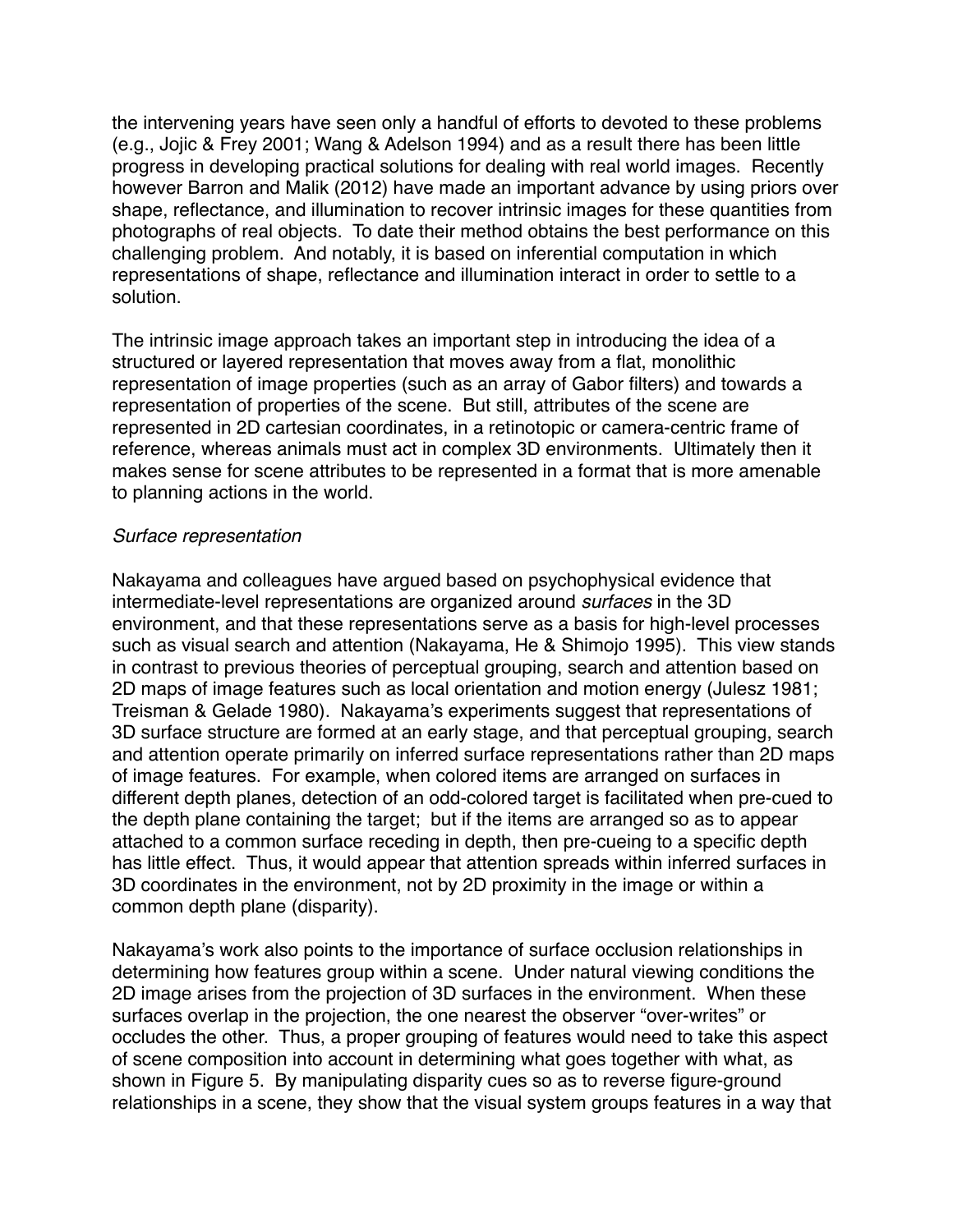the intervening years have seen only a handful of efforts to devoted to these problems (e.g., Jojic & Frey 2001; Wang & Adelson 1994) and as a result there has been little progress in developing practical solutions for dealing with real world images. Recently however Barron and Malik (2012) have made an important advance by using priors over shape, reflectance, and illumination to recover intrinsic images for these quantities from photographs of real objects. To date their method obtains the best performance on this challenging problem. And notably, it is based on inferential computation in which representations of shape, reflectance and illumination interact in order to settle to a solution.

The intrinsic image approach takes an important step in introducing the idea of a structured or layered representation that moves away from a flat, monolithic representation of image properties (such as an array of Gabor filters) and towards a representation of properties of the scene. But still, attributes of the scene are represented in 2D cartesian coordinates, in a retinotopic or camera-centric frame of reference, whereas animals must act in complex 3D environments. Ultimately then it makes sense for scene attributes to be represented in a format that is more amenable to planning actions in the world.

*Surface representation*

Nakayama and colleagues have argued based on psychophysical evidence that intermediate-level representations are organized around *surfaces* in the 3D environment, and that these representations serve as a basis for high-level processes such as visual search and attention (Nakayama, He & Shimojo 1995). This view stands in contrast to previous theories of perceptual grouping, search and attention based on 2D maps of image features such as local orientation and motion energy (Julesz 1981; Treisman & Gelade 1980). Nakayama's experiments suggest that representations of 3D surface structure are formed at an early stage, and that perceptual grouping, search and attention operate primarily on inferred surface representations rather than 2D maps of image features. For example, when colored items are arranged on surfaces in different depth planes, detection of an odd-colored target is facilitated when pre-cued to the depth plane containing the target; but if the items are arranged so as to appear attached to a common surface receding in depth, then pre-cueing to a specific depth has little effect. Thus, it would appear that attention spreads within inferred surfaces in 3D coordinates in the environment, not by 2D proximity in the image or within a common depth plane (disparity).

Nakayama's work also points to the importance of surface occlusion relationships in determining how features group within a scene. Under natural viewing conditions the 2D image arises from the projection of 3D surfaces in the environment. When these surfaces overlap in the projection, the one nearest the observer "over-writes" or occludes the other. Thus, a proper grouping of features would need to take this aspect of scene composition into account in determining what goes together with what, as shown in Figure 5. By manipulating disparity cues so as to reverse figure-ground relationships in a scene, they show that the visual system groups features in a way that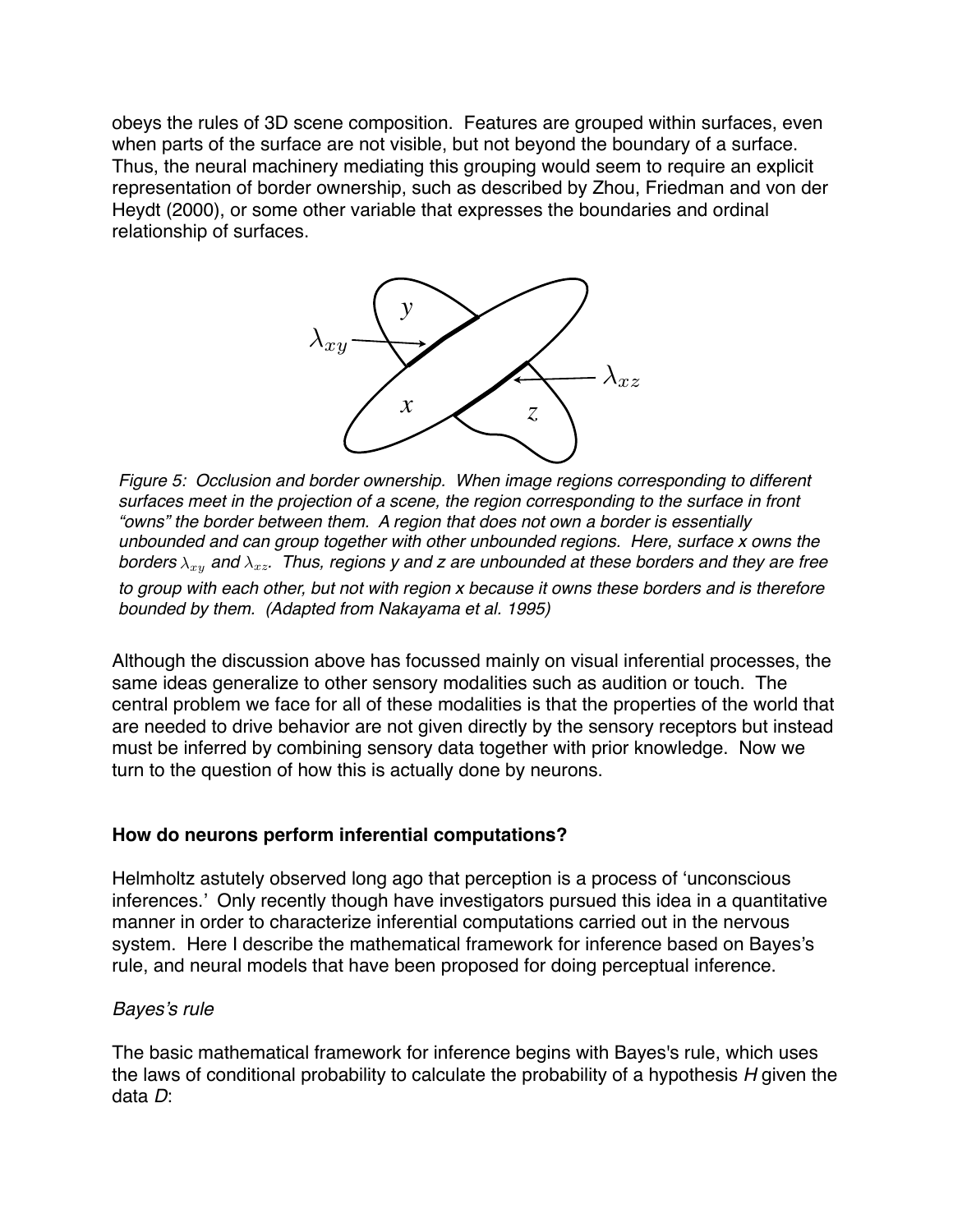obeys the rules of 3D scene composition. Features are grouped within surfaces, even when parts of the surface are not visible, but not beyond the boundary of a surface. Thus, the neural machinery mediating this grouping would seem to require an explicit representation of border ownership, such as described by Zhou, Friedman and von der Heydt (2000), or some other variable that expresses the boundaries and ordinal relationship of surfaces.

*Figure 5: Occlusion and border ownership. When image regions corresponding to different surfaces meet in the projection of a scene, the region corresponding to the surface in front "owns" the border between them. A region that does not own a border is essentially unbounded and can group together with other unbounded regions. Here, surface x owns the borders $\lambda_{xy}$ and $\lambda_{xz}$. Thus, regions y and z are unbounded at these borders and they are free to group with each other, but not with region x because it owns these borders and is therefore bounded by them. (Adapted from Nakayama et al. 1995)*

Although the discussion above has focussed mainly on visual inferential processes, the same ideas generalize to other sensory modalities such as audition or touch. The central problem we face for all of these modalities is that the properties of the world that are needed to drive behavior are not given directly by the sensory receptors but instead must be inferred by combining sensory data together with prior knowledge. Now we turn to the question of how this is actually done by neurons.

**How do neurons perform inferential computations?**

Helmholtz astutely observed long ago that perception is a process of 'unconscious inferences.' Only recently though have investigators pursued this idea in a quantitative manner in order to characterize inferential computations carried out in the nervous system. Here I describe the mathematical framework for inference based on Bayes's rule, and neural models that have been proposed for doing perceptual inference.

*Bayes's rule*

The basic mathematical framework for inference begins with Bayes's rule, which uses the laws of conditional probability to calculate the probability of a hypothesis *H* given the data *D*: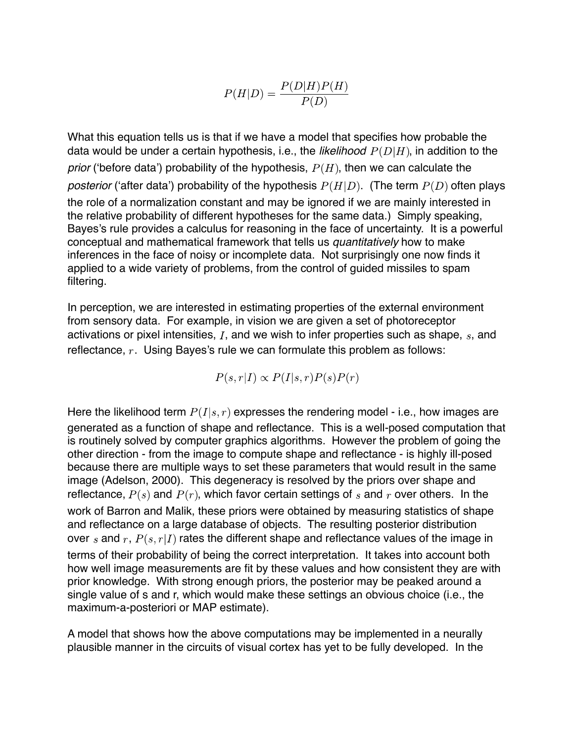$$P(H|D) = \frac{P(D|H)P(H)}{P(D)}$$

What this equation tells us is that if we have a model that specifies how probable the data would be under a certain hypothesis, i.e., the *likelihood* $P(D|H)$, in addition to the *prior* ('before data') probability of the hypothesis, $P(H)$, then we can calculate the *posterior* ('after data') probability of the hypothesis $P(H|D)$. (The term $P(D)$ often plays the role of a normalization constant and may be ignored if we are mainly interested in the relative probability of different hypotheses for the same data.) Simply speaking, Bayes's rule provides a calculus for reasoning in the face of uncertainty. It is a powerful conceptual and mathematical framework that tells us *quantitatively* how to make inferences in the face of noisy or incomplete data. Not surprisingly one now finds it applied to a wide variety of problems, from the control of guided missiles to spam filtering.

In perception, we are interested in estimating properties of the external environment from sensory data. For example, in vision we are given a set of photoreceptor activations or pixel intensities, $I$, and we wish to infer properties such as shape, $s$, and reflectance, $r$. Using Bayes's rule we can formulate this problem as follows:

$$P(s,r|I) \propto P(I|s,r)P(s)P(r)$$

Here the likelihood term $P(I|s,r)$ expresses the rendering model - i.e., how images are generated as a function of shape and reflectance. This is a well-posed computation that is routinely solved by computer graphics algorithms. However the problem of going the other direction - from the image to compute shape and reflectance - is highly ill-posed because there are multiple ways to set these parameters that would result in the same image (Adelson, 2000). This degeneracy is resolved by the priors over shape and reflectance, $P(s)$ and $P(r)$, which favor certain settings of $s$ and $r$ over others. In the work of Barron and Malik, these priors were obtained by measuring statistics of shape and reflectance on a large database of objects. The resulting posterior distribution over $s$ and $r$, $P(s,r|I)$ rates the different shape and reflectance values of the image in terms of their probability of being the correct interpretation. It takes into account both how well image measurements are fit by these values and how consistent they are with prior knowledge. With strong enough priors, the posterior may be peaked around a single value of s and r, which would make these settings an obvious choice (i.e., the maximum-a-posteriori or MAP estimate).

A model that shows how the above computations may be implemented in a neurally plausible manner in the circuits of visual cortex has yet to be fully developed. In the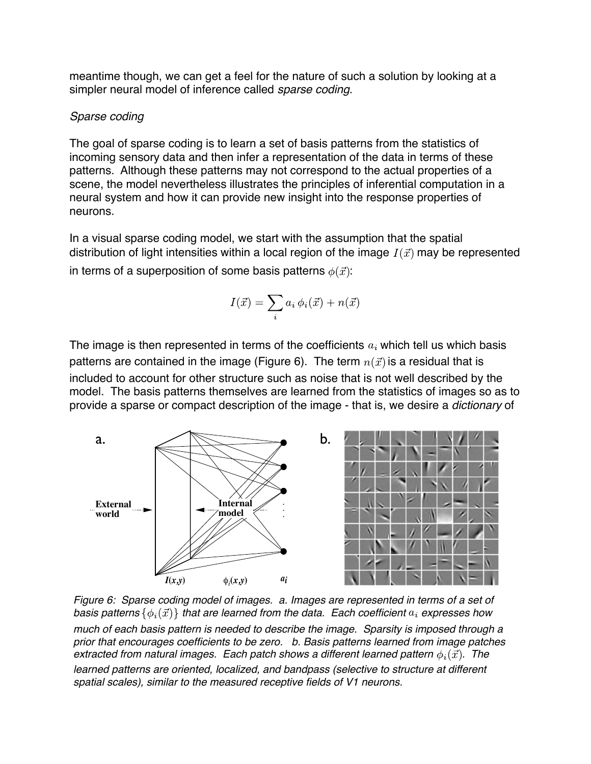meantime though, we can get a feel for the nature of such a solution by looking at a simpler neural model of inference called *sparse coding*.

*Sparse coding*

The goal of sparse coding is to learn a set of basis patterns from the statistics of incoming sensory data and then infer a representation of the data in terms of these patterns. Although these patterns may not correspond to the actual properties of a scene, the model nevertheless illustrates the principles of inferential computation in a neural system and how it can provide new insight into the response properties of neurons.

In a visual sparse coding model, we start with the assumption that the spatial distribution of light intensities within a local region of the image $I(\vec{x})$ may be represented in terms of a superposition of some basis patterns $\phi(\vec{x})$:

$$I(\vec{x}) = \sum_i a_i \, \phi_i(\vec{x}) + n(\vec{x})$$

The image is then represented in terms of the coefficients $a_i$ which tell us which basis patterns are contained in the image (Figure 6). The term $n(\vec{x})$ is a residual that is included to account for other structure such as noise that is not well described by the model. The basis patterns themselves are learned from the statistics of images so as to provide a sparse or compact description of the image - that is, we desire a *dictionary* of

*Figure 6: Sparse coding model of images. a. Images are represented in terms of a set of basis patterns $\{\phi_i(\vec{x})\}$ that are learned from the data. Each coefficient $a_i$ expresses how much of each basis pattern is needed to describe the image. Sparsity is imposed through a prior that encourages coefficients to be zero. b. Basis patterns learned from image patches extracted from natural images. Each patch shows a different learned pattern $\phi_i(\vec{x})$. The learned patterns are oriented, localized, and bandpass (selective to structure at different spatial scales), similar to the measured receptive fields of V1 neurons.*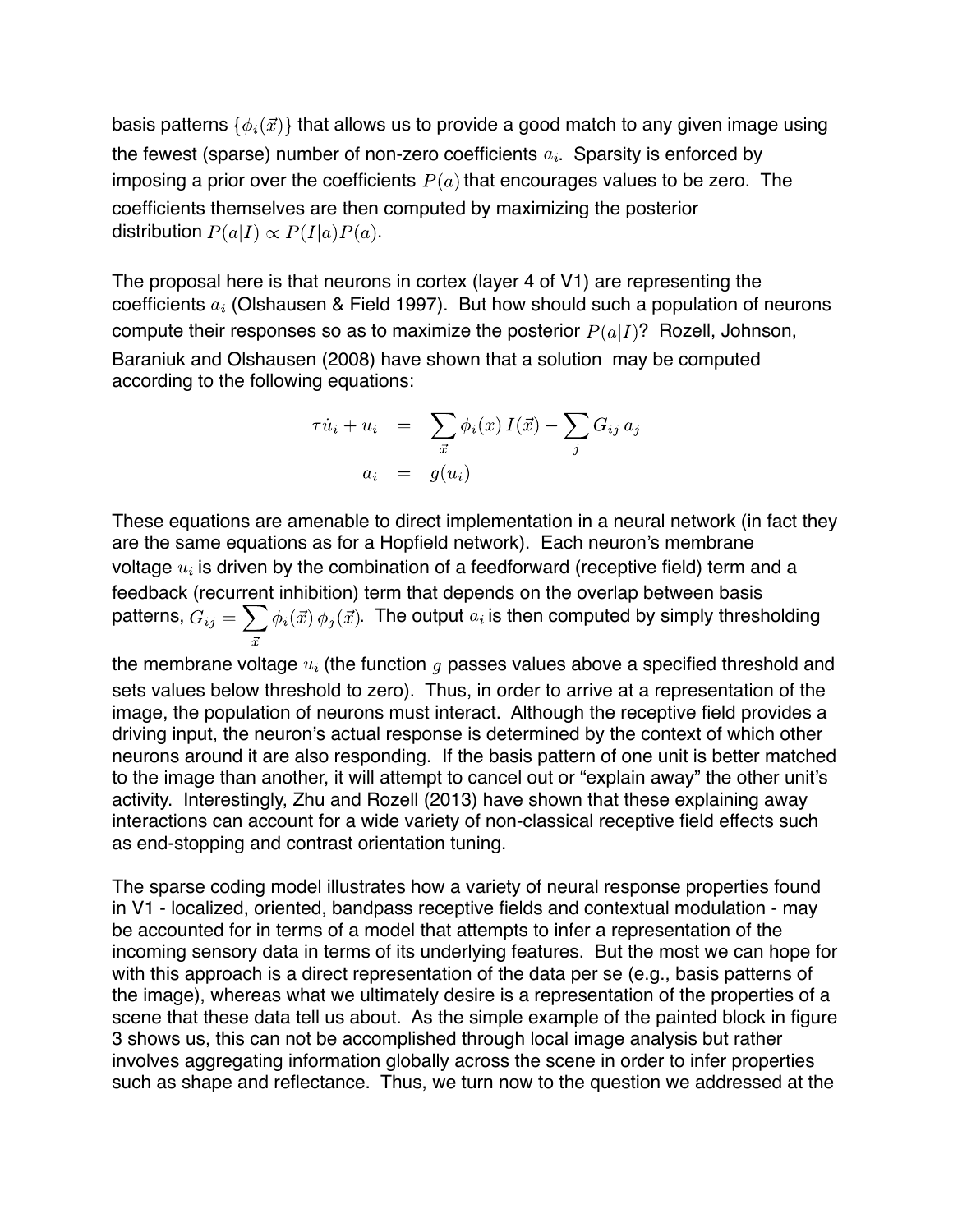basis patterns $\{\phi_i(\vec{x})\}$ that allows us to provide a good match to any given image using the fewest (sparse) number of non-zero coefficients $a_i$. Sparsity is enforced by imposing a prior over the coefficients $P(a)$ that encourages values to be zero. The coefficients themselves are then computed by maximizing the posterior distribution $P(a|I) \propto P(I|a)P(a)$.

The proposal here is that neurons in cortex (layer 4 of V1) are representing the coefficients $a_i$ (Olshausen & Field 1997). But how should such a population of neurons compute their responses so as to maximize the posterior $P(a|I)$? Rozell, Johnson, Baraniuk and Olshausen (2008) have shown that a solution may be computed according to the following equations:

$$
\begin{aligned}
\tau \dot{u}_i + u_i &= \sum_{\vec{x}} \phi_i(x)\, I(\vec{x}) - \sum_j G_{ij}\, a_j \\
a_i &= g(u_i)
\end{aligned}
$$

These equations are amenable to direct implementation in a neural network (in fact they are the same equations as for a Hopfield network). Each neuron's membrane voltage $u_i$ is driven by the combination of a feedforward (receptive field) term and a feedback (recurrent inhibition) term that depends on the overlap between basis patterns, $G_{ij} = \sum_{\vec{x}} \phi_i(\vec{x})\, \phi_j(\vec{x})$. The output $a_i$ is then computed by simply thresholding the membrane voltage $u_i$ (the function $g$ passes values above a specified threshold and sets values below threshold to zero). Thus, in order to arrive at a representation of the image, the population of neurons must interact. Although the receptive field provides a driving input, the neuron's actual response is determined by the context of which other neurons around it are also responding. If the basis pattern of one unit is better matched to the image than another, it will attempt to cancel out or "explain away" the other unit's activity. Interestingly, Zhu and Rozell (2013) have shown that these explaining away interactions can account for a wide variety of non-classical receptive field effects such as end-stopping and contrast orientation tuning.

The sparse coding model illustrates how a variety of neural response properties found in V1 - localized, oriented, bandpass receptive fields and contextual modulation - may be accounted for in terms of a model that attempts to infer a representation of the incoming sensory data in terms of its underlying features. But the most we can hope for with this approach is a direct representation of the data per se (e.g., basis patterns of the image), whereas what we ultimately desire is a representation of the properties of a scene that these data tell us about. As the simple example of the painted block in figure 3 shows us, this can not be accomplished through local image analysis but rather involves aggregating information globally across the scene in order to infer properties such as shape and reflectance. Thus, we turn now to the question we addressed at the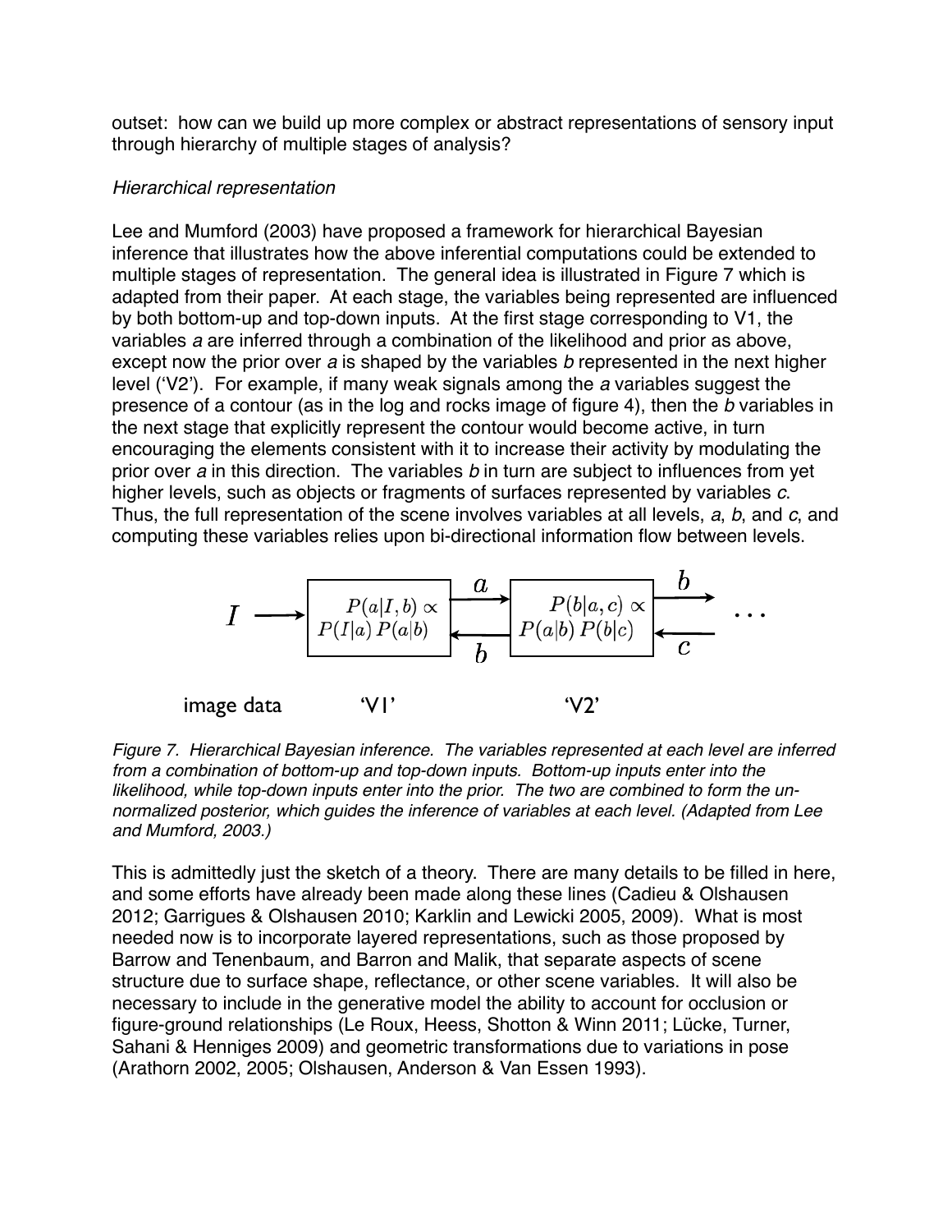outset: how can we build up more complex or abstract representations of sensory input through hierarchy of multiple stages of analysis?

*Hierarchical representation*

Lee and Mumford (2003) have proposed a framework for hierarchical Bayesian inference that illustrates how the above inferential computations could be extended to multiple stages of representation. The general idea is illustrated in Figure 7 which is adapted from their paper. At each stage, the variables being represented are influenced by both bottom-up and top-down inputs. At the first stage corresponding to V1, the variables *a* are inferred through a combination of the likelihood and prior as above, except now the prior over *a* is shaped by the variables *b* represented in the next higher level ('V2'). For example, if many weak signals among the *a* variables suggest the presence of a contour (as in the log and rocks image of figure 4), then the *b* variables in the next stage that explicitly represent the contour would become active, in turn encouraging the elements consistent with it to increase their activity by modulating the prior over *a* in this direction. The variables *b* in turn are subject to influences from yet higher levels, such as objects or fragments of surfaces represented by variables *c*. Thus, the full representation of the scene involves variables at all levels, *a*, *b*, and *c*, and computing these variables relies upon bi-directional information flow between levels.

$$I \longrightarrow \boxed{P(a|I,b) \propto P(I|a)\,P(a|b)} \underset{b}{\overset{a}{\rightleftarrows}} \boxed{P(b|a,c) \propto P(a|b)\,P(b|c)} \underset{c}{\overset{b}{\rightleftarrows}} \cdots$$

image data 'V1' 'V2'

*Figure 7. Hierarchical Bayesian inference. The variables represented at each level are inferred from a combination of bottom-up and top-down inputs. Bottom-up inputs enter into the likelihood, while top-down inputs enter into the prior. The two are combined to form the un-normalized posterior, which guides the inference of variables at each level. (Adapted from Lee and Mumford, 2003.)*

This is admittedly just the sketch of a theory. There are many details to be filled in here, and some efforts have already been made along these lines (Cadieu & Olshausen 2012; Garrigues & Olshausen 2010; Karklin and Lewicki 2005, 2009). What is most needed now is to incorporate layered representations, such as those proposed by Barrow and Tenenbaum, and Barron and Malik, that separate aspects of scene structure due to surface shape, reflectance, or other scene variables. It will also be necessary to include in the generative model the ability to account for occlusion or figure-ground relationships (Le Roux, Heess, Shotton & Winn 2011; Lücke, Turner, Sahani & Henniges 2009) and geometric transformations due to variations in pose (Arathorn 2002, 2005; Olshausen, Anderson & Van Essen 1993).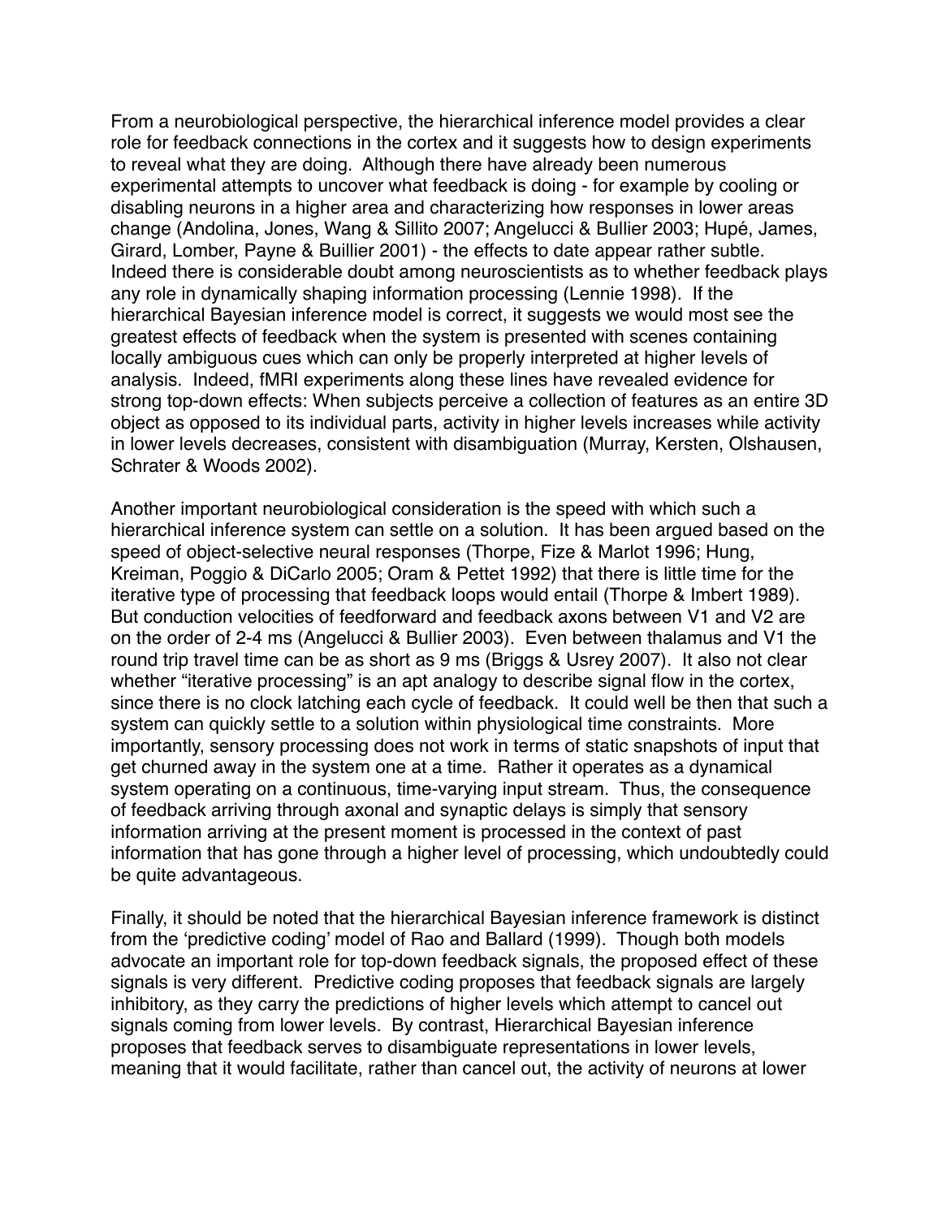From a neurobiological perspective, the hierarchical inference model provides a clear role for feedback connections in the cortex and it suggests how to design experiments to reveal what they are doing. Although there have already been numerous experimental attempts to uncover what feedback is doing - for example by cooling or disabling neurons in a higher area and characterizing how responses in lower areas change (Andolina, Jones, Wang & Sillito 2007; Angelucci & Bullier 2003; Hupé, James, Girard, Lomber, Payne & Buillier 2001) - the effects to date appear rather subtle. Indeed there is considerable doubt among neuroscientists as to whether feedback plays any role in dynamically shaping information processing (Lennie 1998). If the hierarchical Bayesian inference model is correct, it suggests we would most see the greatest effects of feedback when the system is presented with scenes containing locally ambiguous cues which can only be properly interpreted at higher levels of analysis. Indeed, fMRI experiments along these lines have revealed evidence for strong top-down effects: When subjects perceive a collection of features as an entire 3D object as opposed to its individual parts, activity in higher levels increases while activity in lower levels decreases, consistent with disambiguation (Murray, Kersten, Olshausen, Schrater & Woods 2002).

Another important neurobiological consideration is the speed with which such a hierarchical inference system can settle on a solution. It has been argued based on the speed of object-selective neural responses (Thorpe, Fize & Marlot 1996; Hung, Kreiman, Poggio & DiCarlo 2005; Oram & Pettet 1992) that there is little time for the iterative type of processing that feedback loops would entail (Thorpe & Imbert 1989). But conduction velocities of feedforward and feedback axons between V1 and V2 are on the order of 2-4 ms (Angelucci & Bullier 2003). Even between thalamus and V1 the round trip travel time can be as short as 9 ms (Briggs & Usrey 2007). It also not clear whether "iterative processing" is an apt analogy to describe signal flow in the cortex, since there is no clock latching each cycle of feedback. It could well be then that such a system can quickly settle to a solution within physiological time constraints. More importantly, sensory processing does not work in terms of static snapshots of input that get churned away in the system one at a time. Rather it operates as a dynamical system operating on a continuous, time-varying input stream. Thus, the consequence of feedback arriving through axonal and synaptic delays is simply that sensory information arriving at the present moment is processed in the context of past information that has gone through a higher level of processing, which undoubtedly could be quite advantageous.

Finally, it should be noted that the hierarchical Bayesian inference framework is distinct from the 'predictive coding' model of Rao and Ballard (1999). Though both models advocate an important role for top-down feedback signals, the proposed effect of these signals is very different. Predictive coding proposes that feedback signals are largely inhibitory, as they carry the predictions of higher levels which attempt to cancel out signals coming from lower levels. By contrast, Hierarchical Bayesian inference proposes that feedback serves to disambiguate representations in lower levels, meaning that it would facilitate, rather than cancel out, the activity of neurons at lower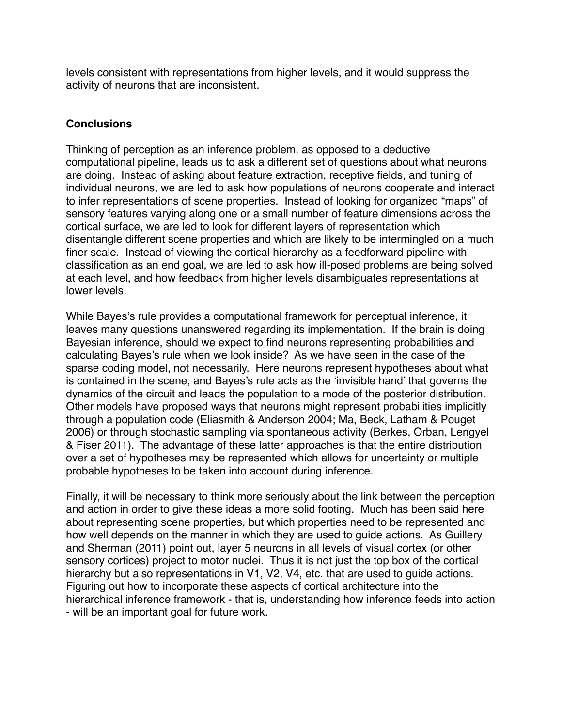levels consistent with representations from higher levels, and it would suppress the activity of neurons that are inconsistent.

## Conclusions

Thinking of perception as an inference problem, as opposed to a deductive computational pipeline, leads us to ask a different set of questions about what neurons are doing. Instead of asking about feature extraction, receptive fields, and tuning of individual neurons, we are led to ask how populations of neurons cooperate and interact to infer representations of scene properties. Instead of looking for organized "maps" of sensory features varying along one or a small number of feature dimensions across the cortical surface, we are led to look for different layers of representation which disentangle different scene properties and which are likely to be intermingled on a much finer scale. Instead of viewing the cortical hierarchy as a feedforward pipeline with classification as an end goal, we are led to ask how ill-posed problems are being solved at each level, and how feedback from higher levels disambiguates representations at lower levels.

While Bayes's rule provides a computational framework for perceptual inference, it leaves many questions unanswered regarding its implementation. If the brain is doing Bayesian inference, should we expect to find neurons representing probabilities and calculating Bayes's rule when we look inside? As we have seen in the case of the sparse coding model, not necessarily. Here neurons represent hypotheses about what is contained in the scene, and Bayes's rule acts as the 'invisible hand' that governs the dynamics of the circuit and leads the population to a mode of the posterior distribution. Other models have proposed ways that neurons might represent probabilities implicitly through a population code (Eliasmith & Anderson 2004; Ma, Beck, Latham & Pouget 2006) or through stochastic sampling via spontaneous activity (Berkes, Orban, Lengyel & Fiser 2011). The advantage of these latter approaches is that the entire distribution over a set of hypotheses may be represented which allows for uncertainty or multiple probable hypotheses to be taken into account during inference.

Finally, it will be necessary to think more seriously about the link between the perception and action in order to give these ideas a more solid footing. Much has been said here about representing scene properties, but which properties need to be represented and how well depends on the manner in which they are used to guide actions. As Guillery and Sherman (2011) point out, layer 5 neurons in all levels of visual cortex (or other sensory cortices) project to motor nuclei. Thus it is not just the top box of the cortical hierarchy but also representations in V1, V2, V4, etc. that are used to guide actions. Figuring out how to incorporate these aspects of cortical architecture into the hierarchical inference framework - that is, understanding how inference feeds into action - will be an important goal for future work.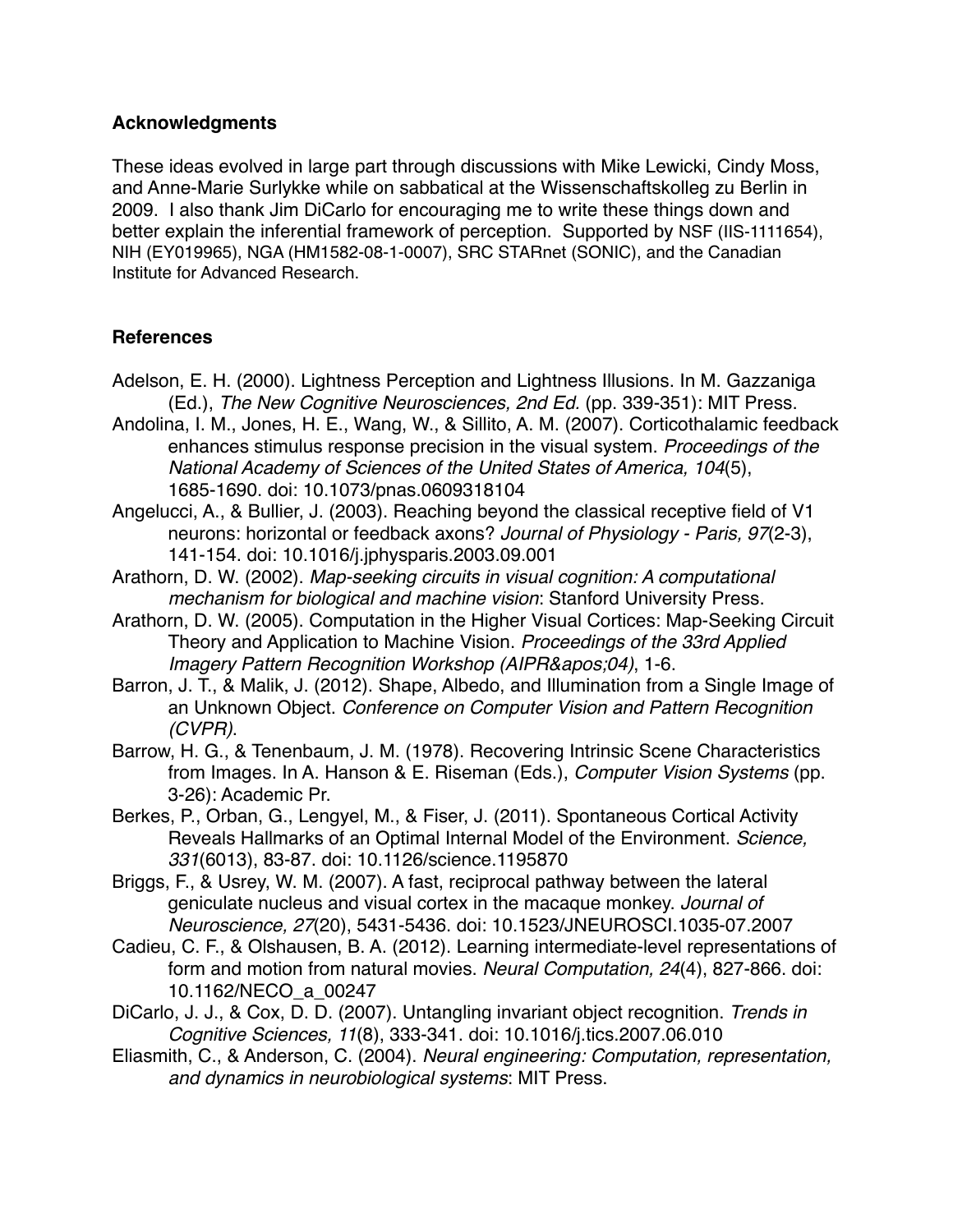## Acknowledgments

These ideas evolved in large part through discussions with Mike Lewicki, Cindy Moss, and Anne-Marie Surlykke while on sabbatical at the Wissenschaftskolleg zu Berlin in 2009. I also thank Jim DiCarlo for encouraging me to write these things down and better explain the inferential framework of perception. Supported by NSF (IIS-1111654), NIH (EY019965), NGA (HM1582-08-1-0007), SRC STARnet (SONIC), and the Canadian Institute for Advanced Research.

## References

Adelson, E. H. (2000). Lightness Perception and Lightness Illusions. In M. Gazzaniga (Ed.), *The New Cognitive Neurosciences, 2nd Ed.* (pp. 339-351): MIT Press.

Andolina, I. M., Jones, H. E., Wang, W., & Sillito, A. M. (2007). Corticothalamic feedback enhances stimulus response precision in the visual system. *Proceedings of the National Academy of Sciences of the United States of America, 104*(5), 1685-1690. doi: 10.1073/pnas.0609318104

Angelucci, A., & Bullier, J. (2003). Reaching beyond the classical receptive field of V1 neurons: horizontal or feedback axons? *Journal of Physiology - Paris, 97*(2-3), 141-154. doi: 10.1016/j.jphysparis.2003.09.001

Arathorn, D. W. (2002). *Map-seeking circuits in visual cognition: A computational mechanism for biological and machine vision*: Stanford University Press.

Arathorn, D. W. (2005). Computation in the Higher Visual Cortices: Map-Seeking Circuit Theory and Application to Machine Vision. *Proceedings of the 33rd Applied Imagery Pattern Recognition Workshop (AIPR&apos;04)*, 1-6.

Barron, J. T., & Malik, J. (2012). Shape, Albedo, and Illumination from a Single Image of an Unknown Object. *Conference on Computer Vision and Pattern Recognition (CVPR)*.

Barrow, H. G., & Tenenbaum, J. M. (1978). Recovering Intrinsic Scene Characteristics from Images. In A. Hanson & E. Riseman (Eds.), *Computer Vision Systems* (pp. 3-26): Academic Pr.

Berkes, P., Orban, G., Lengyel, M., & Fiser, J. (2011). Spontaneous Cortical Activity Reveals Hallmarks of an Optimal Internal Model of the Environment. *Science, 331*(6013), 83-87. doi: 10.1126/science.1195870

Briggs, F., & Usrey, W. M. (2007). A fast, reciprocal pathway between the lateral geniculate nucleus and visual cortex in the macaque monkey. *Journal of Neuroscience, 27*(20), 5431-5436. doi: 10.1523/JNEUROSCI.1035-07.2007

Cadieu, C. F., & Olshausen, B. A. (2012). Learning intermediate-level representations of form and motion from natural movies. *Neural Computation, 24*(4), 827-866. doi: 10.1162/NECO_a_00247

DiCarlo, J. J., & Cox, D. D. (2007). Untangling invariant object recognition. *Trends in Cognitive Sciences, 11*(8), 333-341. doi: 10.1016/j.tics.2007.06.010

Eliasmith, C., & Anderson, C. (2004). *Neural engineering: Computation, representation, and dynamics in neurobiological systems*: MIT Press.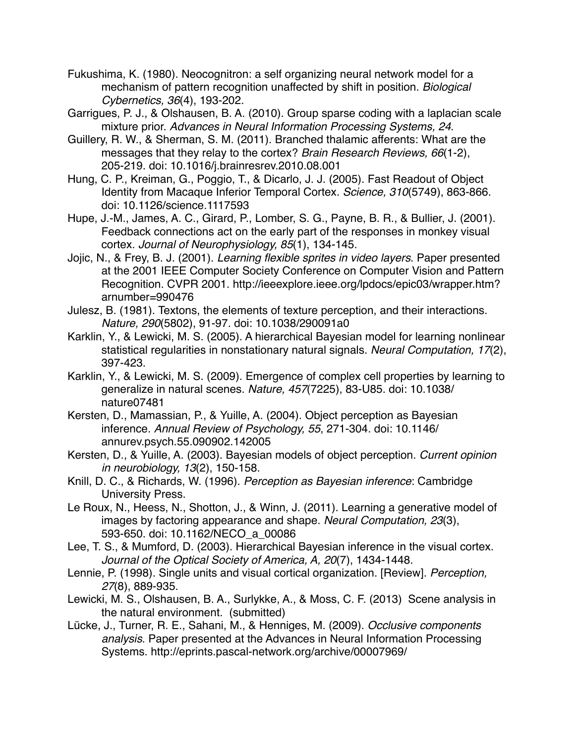Fukushima, K. (1980). Neocognitron: a self organizing neural network model for a mechanism of pattern recognition unaffected by shift in position. *Biological Cybernetics, 36*(4), 193-202.

Garrigues, P. J., & Olshausen, B. A. (2010). Group sparse coding with a laplacian scale mixture prior. *Advances in Neural Information Processing Systems, 24*.

Guillery, R. W., & Sherman, S. M. (2011). Branched thalamic afferents: What are the messages that they relay to the cortex? *Brain Research Reviews, 66*(1-2), 205-219. doi: 10.1016/j.brainresrev.2010.08.001

Hung, C. P., Kreiman, G., Poggio, T., & Dicarlo, J. J. (2005). Fast Readout of Object Identity from Macaque Inferior Temporal Cortex. *Science, 310*(5749), 863-866. doi: 10.1126/science.1117593

Hupe, J.-M., James, A. C., Girard, P., Lomber, S. G., Payne, B. R., & Bullier, J. (2001). Feedback connections act on the early part of the responses in monkey visual cortex. *Journal of Neurophysiology, 85*(1), 134-145.

Jojic, N., & Frey, B. J. (2001). *Learning flexible sprites in video layers*. Paper presented at the 2001 IEEE Computer Society Conference on Computer Vision and Pattern Recognition. CVPR 2001. http://ieeexplore.ieee.org/lpdocs/epic03/wrapper.htm?arnumber=990476

Julesz, B. (1981). Textons, the elements of texture perception, and their interactions. *Nature, 290*(5802), 91-97. doi: 10.1038/290091a0

Karklin, Y., & Lewicki, M. S. (2005). A hierarchical Bayesian model for learning nonlinear statistical regularities in nonstationary natural signals. *Neural Computation, 17*(2), 397-423.

Karklin, Y., & Lewicki, M. S. (2009). Emergence of complex cell properties by learning to generalize in natural scenes. *Nature, 457*(7225), 83-U85. doi: 10.1038/nature07481

Kersten, D., Mamassian, P., & Yuille, A. (2004). Object perception as Bayesian inference. *Annual Review of Psychology, 55*, 271-304. doi: 10.1146/annurev.psych.55.090902.142005

Kersten, D., & Yuille, A. (2003). Bayesian models of object perception. *Current opinion in neurobiology, 13*(2), 150-158.

Knill, D. C., & Richards, W. (1996). *Perception as Bayesian inference*: Cambridge University Press.

Le Roux, N., Heess, N., Shotton, J., & Winn, J. (2011). Learning a generative model of images by factoring appearance and shape. *Neural Computation, 23*(3), 593-650. doi: 10.1162/NECO_a_00086

Lee, T. S., & Mumford, D. (2003). Hierarchical Bayesian inference in the visual cortex. *Journal of the Optical Society of America, A, 20*(7), 1434-1448.

Lennie, P. (1998). Single units and visual cortical organization. [Review]. *Perception, 27*(8), 889-935.

Lewicki, M. S., Olshausen, B. A., Surlykke, A., & Moss, C. F. (2013) Scene analysis in the natural environment. (submitted)

Lücke, J., Turner, R. E., Sahani, M., & Henniges, M. (2009). *Occlusive components analysis*. Paper presented at the Advances in Neural Information Processing Systems. http://eprints.pascal-network.org/archive/00007969/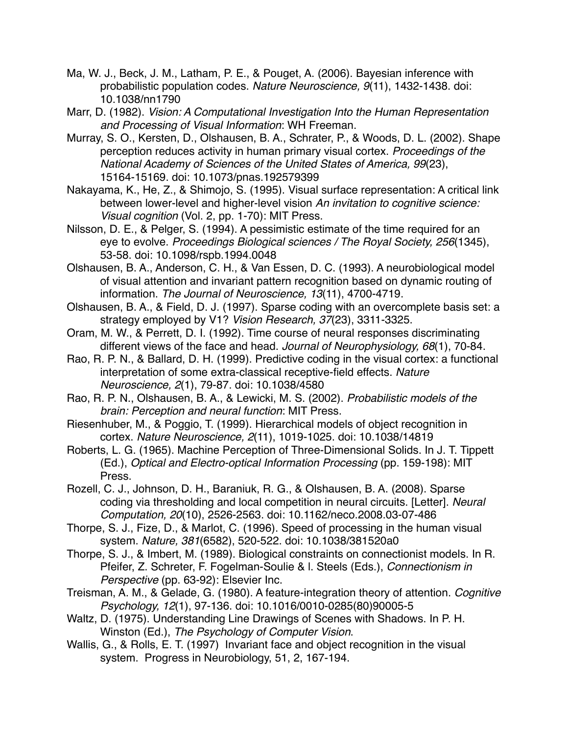Ma, W. J., Beck, J. M., Latham, P. E., & Pouget, A. (2006). Bayesian inference with probabilistic population codes. *Nature Neuroscience, 9*(11), 1432-1438. doi: 10.1038/nn1790

Marr, D. (1982). *Vision: A Computational Investigation Into the Human Representation and Processing of Visual Information*: WH Freeman.

Murray, S. O., Kersten, D., Olshausen, B. A., Schrater, P., & Woods, D. L. (2002). Shape perception reduces activity in human primary visual cortex. *Proceedings of the National Academy of Sciences of the United States of America, 99*(23), 15164-15169. doi: 10.1073/pnas.192579399

Nakayama, K., He, Z., & Shimojo, S. (1995). Visual surface representation: A critical link between lower-level and higher-level vision *An invitation to cognitive science: Visual cognition* (Vol. 2, pp. 1-70): MIT Press.

Nilsson, D. E., & Pelger, S. (1994). A pessimistic estimate of the time required for an eye to evolve. *Proceedings Biological sciences / The Royal Society, 256*(1345), 53-58. doi: 10.1098/rspb.1994.0048

Olshausen, B. A., Anderson, C. H., & Van Essen, D. C. (1993). A neurobiological model of visual attention and invariant pattern recognition based on dynamic routing of information. *The Journal of Neuroscience, 13*(11), 4700-4719.

Olshausen, B. A., & Field, D. J. (1997). Sparse coding with an overcomplete basis set: a strategy employed by V1? *Vision Research, 37*(23), 3311-3325.

Oram, M. W., & Perrett, D. I. (1992). Time course of neural responses discriminating different views of the face and head. *Journal of Neurophysiology, 68*(1), 70-84.

Rao, R. P. N., & Ballard, D. H. (1999). Predictive coding in the visual cortex: a functional interpretation of some extra-classical receptive-field effects. *Nature Neuroscience, 2*(1), 79-87. doi: 10.1038/4580

Rao, R. P. N., Olshausen, B. A., & Lewicki, M. S. (2002). *Probabilistic models of the brain: Perception and neural function*: MIT Press.

Riesenhuber, M., & Poggio, T. (1999). Hierarchical models of object recognition in cortex. *Nature Neuroscience, 2*(11), 1019-1025. doi: 10.1038/14819

Roberts, L. G. (1965). Machine Perception of Three-Dimensional Solids. In J. T. Tippett (Ed.), *Optical and Electro-optical Information Processing* (pp. 159-198): MIT Press.

Rozell, C. J., Johnson, D. H., Baraniuk, R. G., & Olshausen, B. A. (2008). Sparse coding via thresholding and local competition in neural circuits. [Letter]. *Neural Computation, 20*(10), 2526-2563. doi: 10.1162/neco.2008.03-07-486

Thorpe, S. J., Fize, D., & Marlot, C. (1996). Speed of processing in the human visual system. *Nature, 381*(6582), 520-522. doi: 10.1038/381520a0

Thorpe, S. J., & Imbert, M. (1989). Biological constraints on connectionist models. In R. Pfeifer, Z. Schreter, F. Fogelman-Soulie & I. Steels (Eds.), *Connectionism in Perspective* (pp. 63-92): Elsevier Inc.

Treisman, A. M., & Gelade, G. (1980). A feature-integration theory of attention. *Cognitive Psychology, 12*(1), 97-136. doi: 10.1016/0010-0285(80)90005-5

Waltz, D. (1975). Understanding Line Drawings of Scenes with Shadows. In P. H. Winston (Ed.), *The Psychology of Computer Vision*.

Wallis, G., & Rolls, E. T. (1997) Invariant face and object recognition in the visual system. Progress in Neurobiology, 51, 2, 167-194.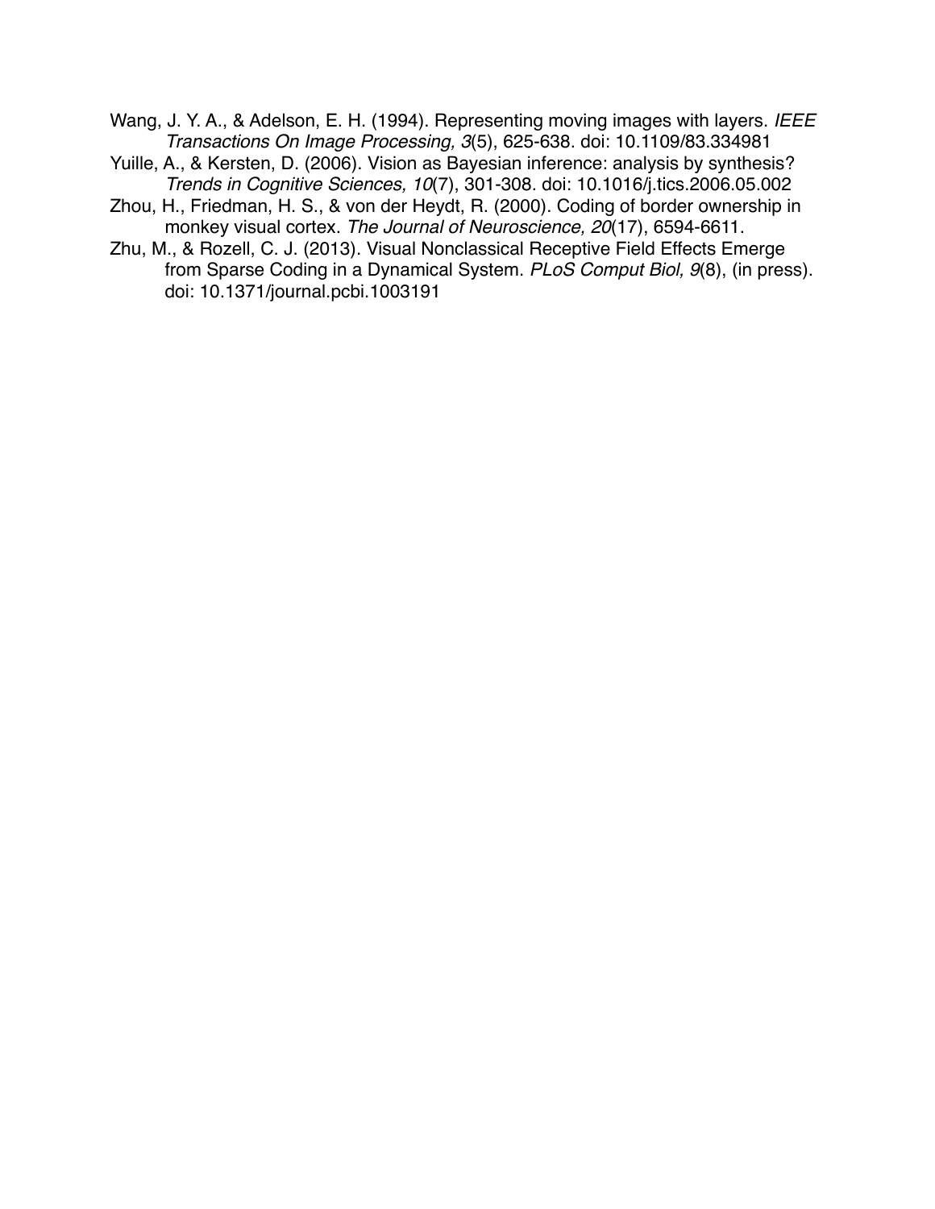Wang, J. Y. A., & Adelson, E. H. (1994). Representing moving images with layers. *IEEE Transactions On Image Processing, 3*(5), 625-638. doi: 10.1109/83.334981

Yuille, A., & Kersten, D. (2006). Vision as Bayesian inference: analysis by synthesis? *Trends in Cognitive Sciences, 10*(7), 301-308. doi: 10.1016/j.tics.2006.05.002

Zhou, H., Friedman, H. S., & von der Heydt, R. (2000). Coding of border ownership in monkey visual cortex. *The Journal of Neuroscience, 20*(17), 6594-6611.

Zhu, M., & Rozell, C. J. (2013). Visual Nonclassical Receptive Field Effects Emerge from Sparse Coding in a Dynamical System. *PLoS Comput Biol, 9*(8), (in press). doi: 10.1371/journal.pcbi.1003191